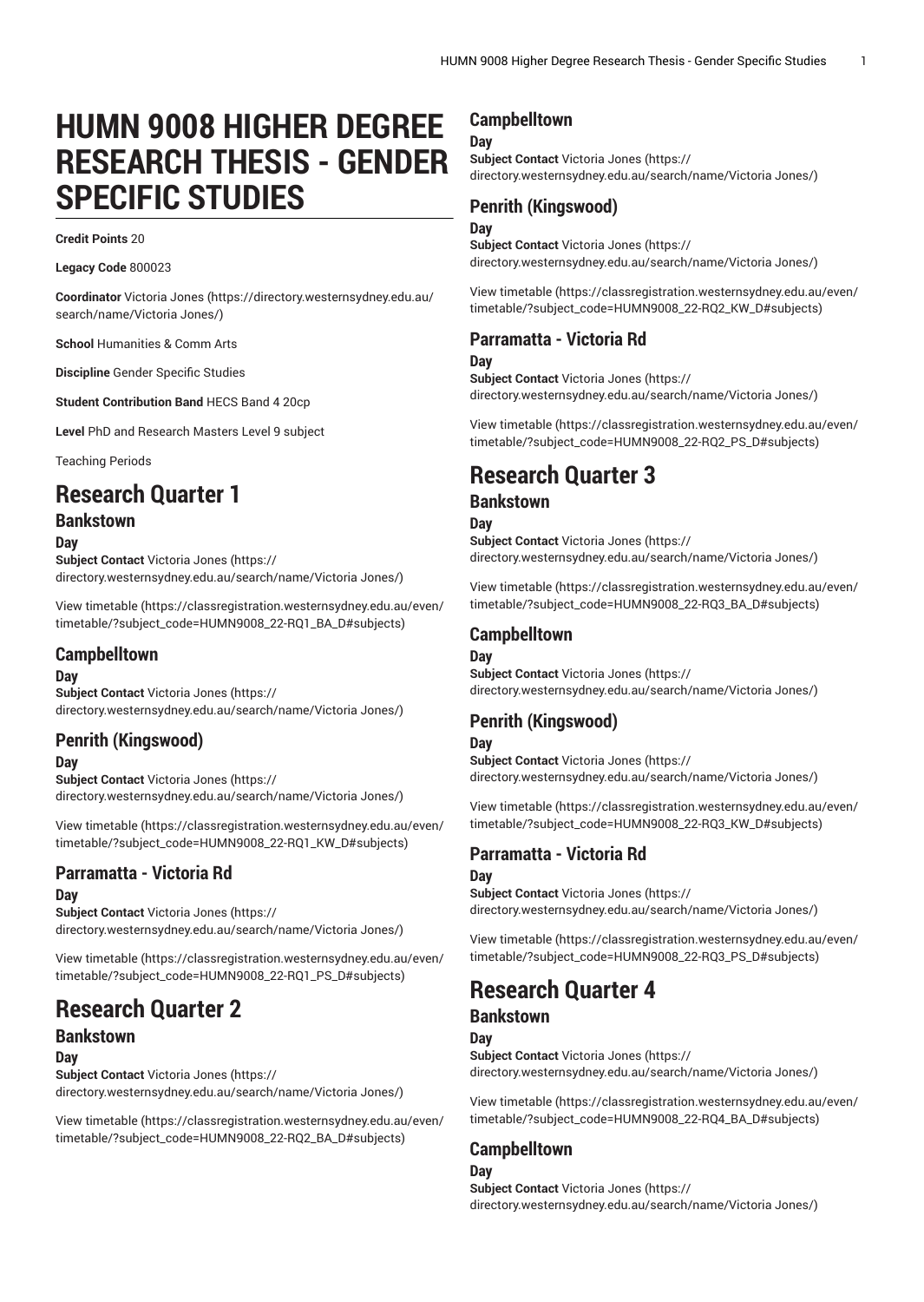# HUMN 9008 HIGHER DEGREE RESEARCH THESIS - GENDER SPECIFIC STUDIES

**Credit Points** 20

**Legacy Code** 800023

**Coordinator** Victoria Jones (https://directory.westernsydney.edu.au/search/name/Victoria Jones/)

**School** Humanities & Comm Arts

**Discipline** Gender Specific Studies

**Student Contribution Band** HECS Band 4 20cp

**Level** PhD and Research Masters Level 9 subject

Teaching Periods

# Research Quarter 1

## Bankstown

### Day

**Subject Contact** Victoria Jones (https://directory.westernsydney.edu.au/search/name/Victoria Jones/)

View timetable (https://classregistration.westernsydney.edu.au/even/timetable/?subject_code=HUMN9008_22-RQ1_BA_D#subjects)

## Campbelltown

### Day

**Subject Contact** Victoria Jones (https://directory.westernsydney.edu.au/search/name/Victoria Jones/)

## Penrith (Kingswood)

### Day

**Subject Contact** Victoria Jones (https://directory.westernsydney.edu.au/search/name/Victoria Jones/)

View timetable (https://classregistration.westernsydney.edu.au/even/timetable/?subject_code=HUMN9008_22-RQ1_KW_D#subjects)

## Parramatta - Victoria Rd

### Day

**Subject Contact** Victoria Jones (https://directory.westernsydney.edu.au/search/name/Victoria Jones/)

View timetable (https://classregistration.westernsydney.edu.au/even/timetable/?subject_code=HUMN9008_22-RQ1_PS_D#subjects)

# Research Quarter 2

## Bankstown

### Day

**Subject Contact** Victoria Jones (https://directory.westernsydney.edu.au/search/name/Victoria Jones/)

View timetable (https://classregistration.westernsydney.edu.au/even/timetable/?subject_code=HUMN9008_22-RQ2_BA_D#subjects)

## Campbelltown

### Day

**Subject Contact** Victoria Jones (https://directory.westernsydney.edu.au/search/name/Victoria Jones/)

## Penrith (Kingswood)

### Day

**Subject Contact** Victoria Jones (https://directory.westernsydney.edu.au/search/name/Victoria Jones/)

View timetable (https://classregistration.westernsydney.edu.au/even/timetable/?subject_code=HUMN9008_22-RQ2_KW_D#subjects)

## Parramatta - Victoria Rd

### Day

**Subject Contact** Victoria Jones (https://directory.westernsydney.edu.au/search/name/Victoria Jones/)

View timetable (https://classregistration.westernsydney.edu.au/even/timetable/?subject_code=HUMN9008_22-RQ2_PS_D#subjects)

# Research Quarter 3

## Bankstown

### Day

**Subject Contact** Victoria Jones (https://directory.westernsydney.edu.au/search/name/Victoria Jones/)

View timetable (https://classregistration.westernsydney.edu.au/even/timetable/?subject_code=HUMN9008_22-RQ3_BA_D#subjects)

## Campbelltown

### Day

**Subject Contact** Victoria Jones (https://directory.westernsydney.edu.au/search/name/Victoria Jones/)

## Penrith (Kingswood)

### Day

**Subject Contact** Victoria Jones (https://directory.westernsydney.edu.au/search/name/Victoria Jones/)

View timetable (https://classregistration.westernsydney.edu.au/even/timetable/?subject_code=HUMN9008_22-RQ3_KW_D#subjects)

## Parramatta - Victoria Rd

### Day

**Subject Contact** Victoria Jones (https://directory.westernsydney.edu.au/search/name/Victoria Jones/)

View timetable (https://classregistration.westernsydney.edu.au/even/timetable/?subject_code=HUMN9008_22-RQ3_PS_D#subjects)

# Research Quarter 4

## Bankstown

### Day

**Subject Contact** Victoria Jones (https://directory.westernsydney.edu.au/search/name/Victoria Jones/)

View timetable (https://classregistration.westernsydney.edu.au/even/timetable/?subject_code=HUMN9008_22-RQ4_BA_D#subjects)

## Campbelltown

### Day

**Subject Contact** Victoria Jones (https://directory.westernsydney.edu.au/search/name/Victoria Jones/)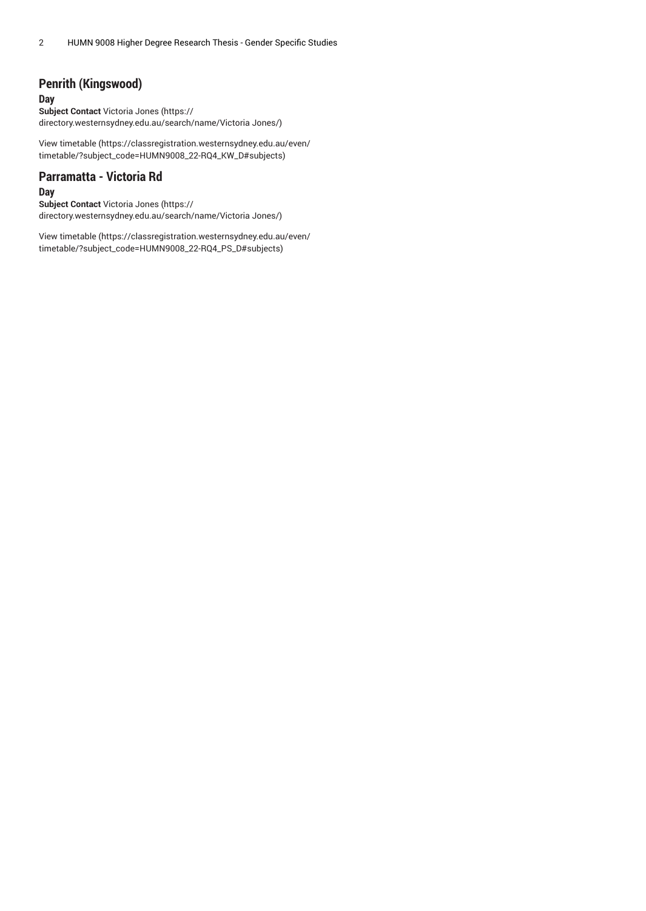## Penrith (Kingswood)

### Day

**Subject Contact** Victoria Jones (https://directory.westernsydney.edu.au/search/name/Victoria Jones/)

View timetable (https://classregistration.westernsydney.edu.au/even/timetable/?subject_code=HUMN9008_22-RQ4_KW_D#subjects)

## Parramatta - Victoria Rd

### Day

**Subject Contact** Victoria Jones (https://directory.westernsydney.edu.au/search/name/Victoria Jones/)

View timetable (https://classregistration.westernsydney.edu.au/even/timetable/?subject_code=HUMN9008_22-RQ4_PS_D#subjects)